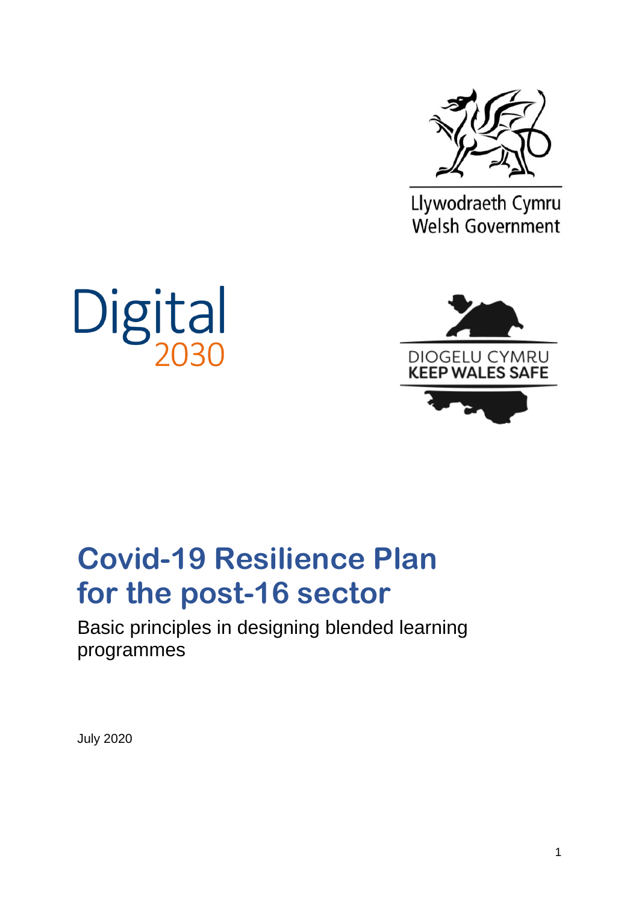Llywodraeth Cymru
Welsh Government

Digital 2030

DIOGELU CYMRU
KEEP WALES SAFE

# Covid-19 Resilience Plan for the post-16 sector

Basic principles in designing blended learning programmes

July 2020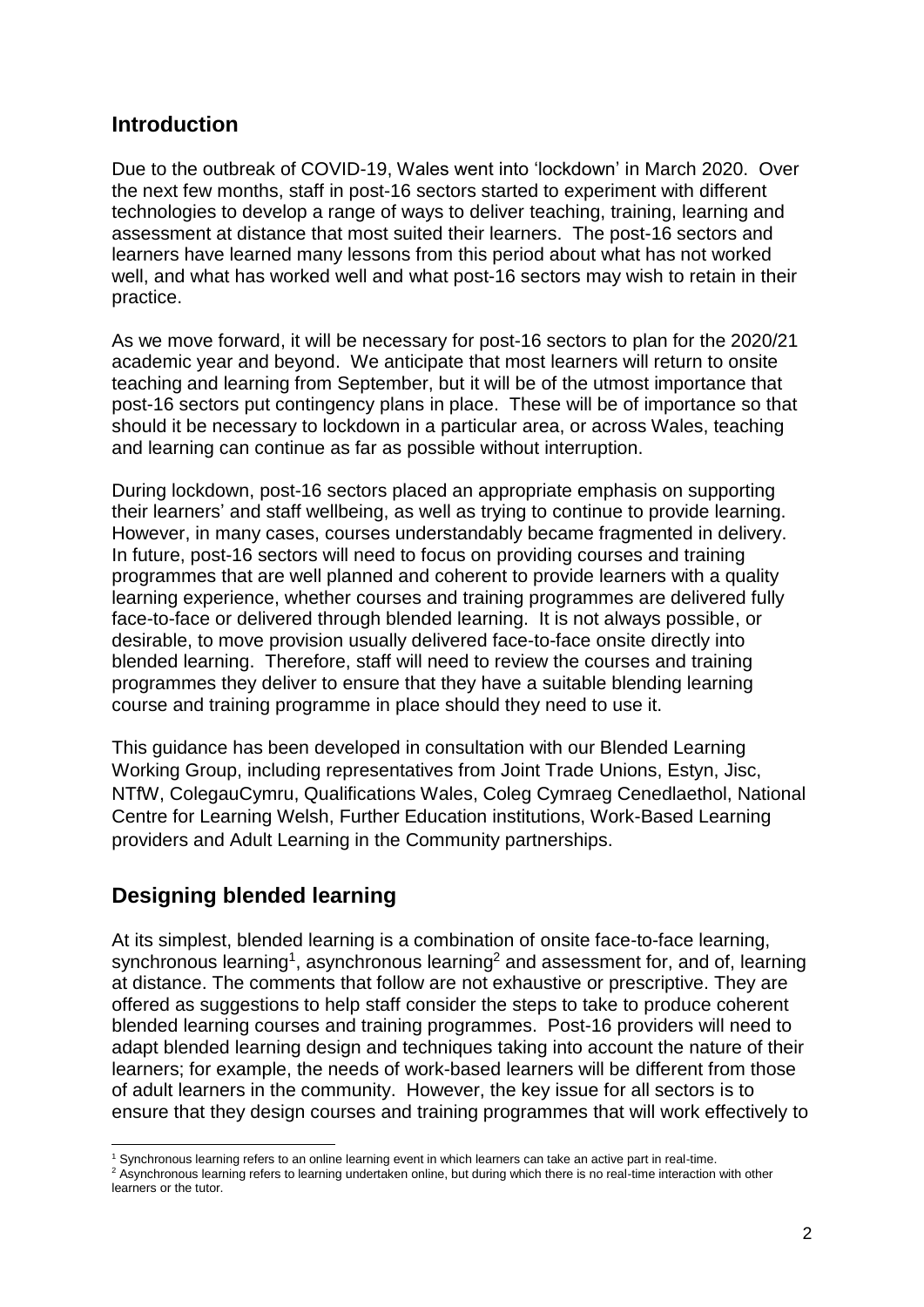## Introduction

Due to the outbreak of COVID-19, Wales went into 'lockdown' in March 2020. Over the next few months, staff in post-16 sectors started to experiment with different technologies to develop a range of ways to deliver teaching, training, learning and assessment at distance that most suited their learners. The post-16 sectors and learners have learned many lessons from this period about what has not worked well, and what has worked well and what post-16 sectors may wish to retain in their practice.

As we move forward, it will be necessary for post-16 sectors to plan for the 2020/21 academic year and beyond. We anticipate that most learners will return to onsite teaching and learning from September, but it will be of the utmost importance that post-16 sectors put contingency plans in place. These will be of importance so that should it be necessary to lockdown in a particular area, or across Wales, teaching and learning can continue as far as possible without interruption.

During lockdown, post-16 sectors placed an appropriate emphasis on supporting their learners' and staff wellbeing, as well as trying to continue to provide learning. However, in many cases, courses understandably became fragmented in delivery. In future, post-16 sectors will need to focus on providing courses and training programmes that are well planned and coherent to provide learners with a quality learning experience, whether courses and training programmes are delivered fully face-to-face or delivered through blended learning. It is not always possible, or desirable, to move provision usually delivered face-to-face onsite directly into blended learning. Therefore, staff will need to review the courses and training programmes they deliver to ensure that they have a suitable blending learning course and training programme in place should they need to use it.

This guidance has been developed in consultation with our Blended Learning Working Group, including representatives from Joint Trade Unions, Estyn, Jisc, NTfW, ColegauCymru, Qualifications Wales, Coleg Cymraeg Cenedlaethol, National Centre for Learning Welsh, Further Education institutions, Work-Based Learning providers and Adult Learning in the Community partnerships.

## Designing blended learning

At its simplest, blended learning is a combination of onsite face-to-face learning, synchronous learning[1], asynchronous learning[2] and assessment for, and of, learning at distance. The comments that follow are not exhaustive or prescriptive. They are offered as suggestions to help staff consider the steps to take to produce coherent blended learning courses and training programmes. Post-16 providers will need to adapt blended learning design and techniques taking into account the nature of their learners; for example, the needs of work-based learners will be different from those of adult learners in the community. However, the key issue for all sectors is to ensure that they design courses and training programmes that will work effectively to

[1] Synchronous learning refers to an online learning event in which learners can take an active part in real-time.

[2] Asynchronous learning refers to learning undertaken online, but during which there is no real-time interaction with other learners or the tutor.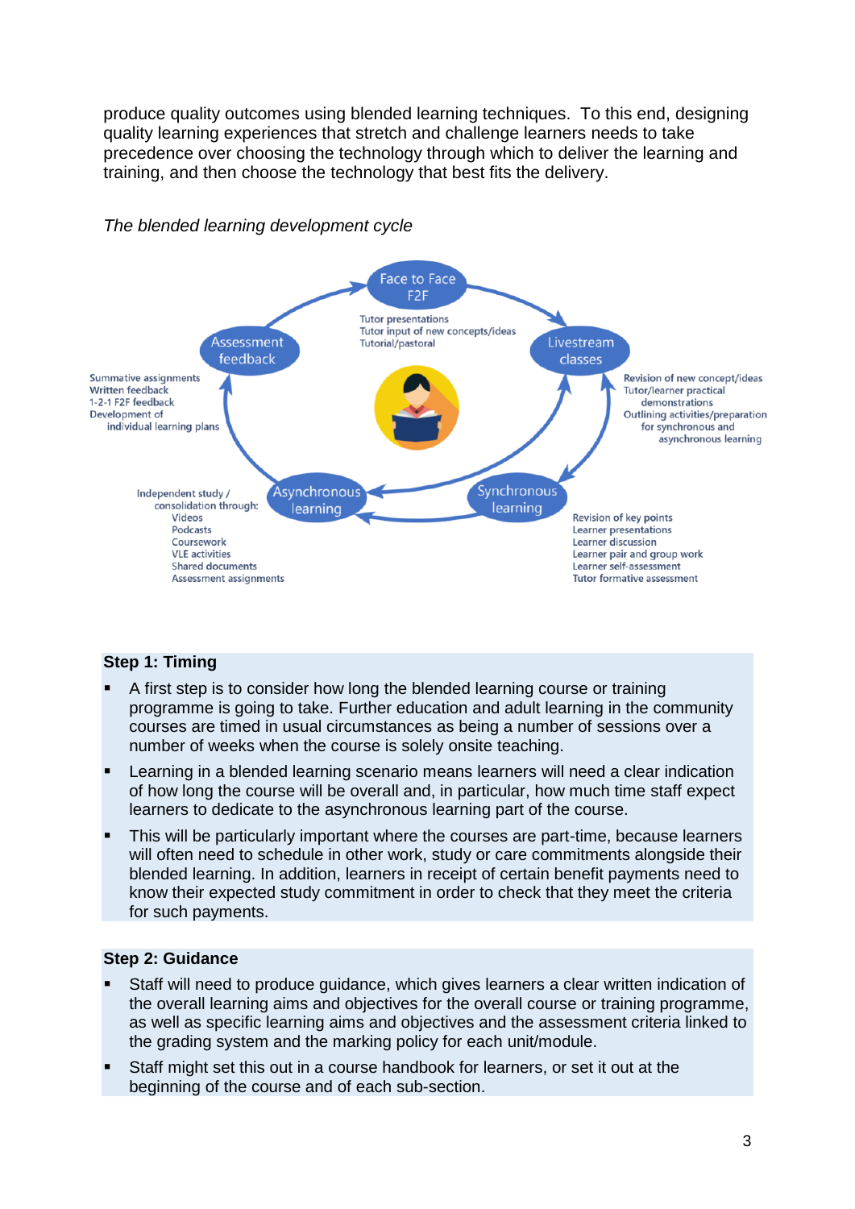produce quality outcomes using blended learning techniques. To this end, designing quality learning experiences that stretch and challenge learners needs to take precedence over choosing the technology through which to deliver the learning and training, and then choose the technology that best fits the delivery.

*The blended learning development cycle*

Face to Face F2F
Tutor presentations
Tutor input of new concepts/ideas
Tutorial/pastoral

Livestream classes
Revision of new concept/ideas
Tutor/learner practical demonstrations
Outlining activities/preparation for synchronous and asynchronous learning

Synchronous learning
Revision of key points
Learner presentations
Learner discussion
Learner pair and group work
Learner self-assessment
Tutor formative assessment

Asynchronous learning
Independent study / consolidation through:
Videos
Podcasts
Coursework
VLE activities
Shared documents
Assessment assignments

Assessment feedback
Summative assignments
Written feedback
1-2-1 F2F feedback
Development of individual learning plans

**Step 1: Timing**

- A first step is to consider how long the blended learning course or training programme is going to take. Further education and adult learning in the community courses are timed in usual circumstances as being a number of sessions over a number of weeks when the course is solely onsite teaching.
- Learning in a blended learning scenario means learners will need a clear indication of how long the course will be overall and, in particular, how much time staff expect learners to dedicate to the asynchronous learning part of the course.
- This will be particularly important where the courses are part-time, because learners will often need to schedule in other work, study or care commitments alongside their blended learning. In addition, learners in receipt of certain benefit payments need to know their expected study commitment in order to check that they meet the criteria for such payments.

**Step 2: Guidance**

- Staff will need to produce guidance, which gives learners a clear written indication of the overall learning aims and objectives for the overall course or training programme, as well as specific learning aims and objectives and the assessment criteria linked to the grading system and the marking policy for each unit/module.
- Staff might set this out in a course handbook for learners, or set it out at the beginning of the course and of each sub-section.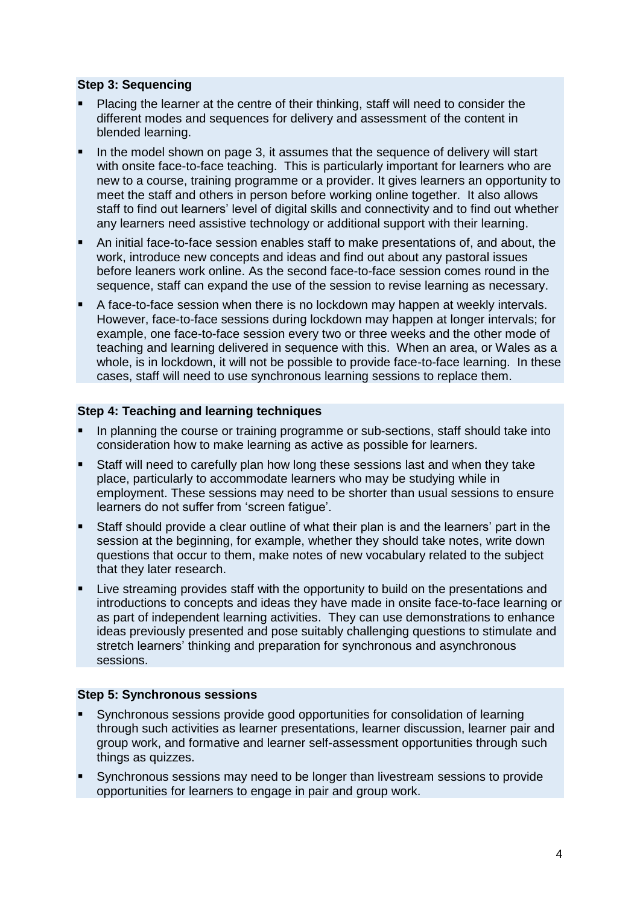**Step 3: Sequencing**

- Placing the learner at the centre of their thinking, staff will need to consider the different modes and sequences for delivery and assessment of the content in blended learning.
- In the model shown on page 3, it assumes that the sequence of delivery will start with onsite face-to-face teaching. This is particularly important for learners who are new to a course, training programme or a provider. It gives learners an opportunity to meet the staff and others in person before working online together. It also allows staff to find out learners' level of digital skills and connectivity and to find out whether any learners need assistive technology or additional support with their learning.
- An initial face-to-face session enables staff to make presentations of, and about, the work, introduce new concepts and ideas and find out about any pastoral issues before leaners work online. As the second face-to-face session comes round in the sequence, staff can expand the use of the session to revise learning as necessary.
- A face-to-face session when there is no lockdown may happen at weekly intervals. However, face-to-face sessions during lockdown may happen at longer intervals; for example, one face-to-face session every two or three weeks and the other mode of teaching and learning delivered in sequence with this. When an area, or Wales as a whole, is in lockdown, it will not be possible to provide face-to-face learning. In these cases, staff will need to use synchronous learning sessions to replace them.

**Step 4: Teaching and learning techniques**

- In planning the course or training programme or sub-sections, staff should take into consideration how to make learning as active as possible for learners.
- Staff will need to carefully plan how long these sessions last and when they take place, particularly to accommodate learners who may be studying while in employment. These sessions may need to be shorter than usual sessions to ensure learners do not suffer from 'screen fatigue'.
- Staff should provide a clear outline of what their plan is and the learners' part in the session at the beginning, for example, whether they should take notes, write down questions that occur to them, make notes of new vocabulary related to the subject that they later research.
- Live streaming provides staff with the opportunity to build on the presentations and introductions to concepts and ideas they have made in onsite face-to-face learning or as part of independent learning activities. They can use demonstrations to enhance ideas previously presented and pose suitably challenging questions to stimulate and stretch learners' thinking and preparation for synchronous and asynchronous sessions.

**Step 5: Synchronous sessions**

- Synchronous sessions provide good opportunities for consolidation of learning through such activities as learner presentations, learner discussion, learner pair and group work, and formative and learner self-assessment opportunities through such things as quizzes.
- Synchronous sessions may need to be longer than livestream sessions to provide opportunities for learners to engage in pair and group work.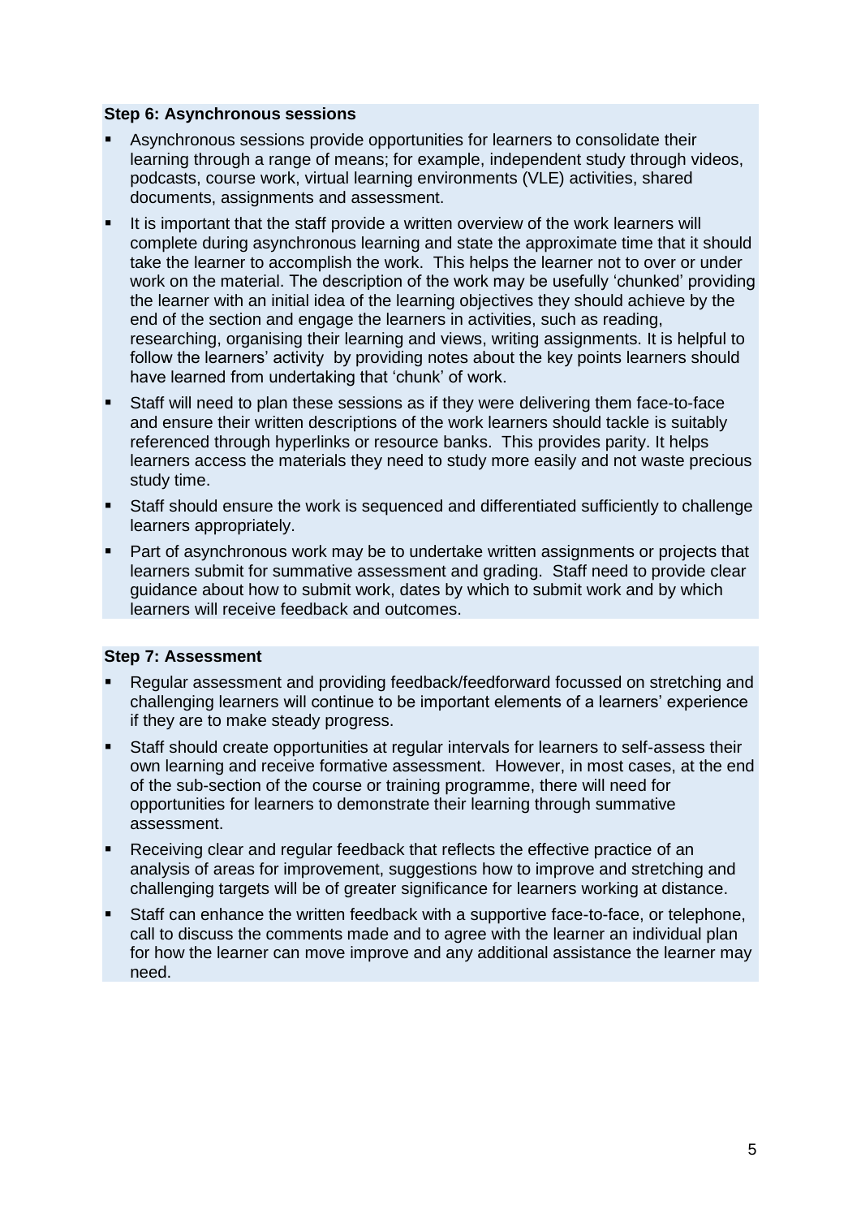**Step 6: Asynchronous sessions**

- Asynchronous sessions provide opportunities for learners to consolidate their learning through a range of means; for example, independent study through videos, podcasts, course work, virtual learning environments (VLE) activities, shared documents, assignments and assessment.
- It is important that the staff provide a written overview of the work learners will complete during asynchronous learning and state the approximate time that it should take the learner to accomplish the work. This helps the learner not to over or under work on the material. The description of the work may be usefully 'chunked' providing the learner with an initial idea of the learning objectives they should achieve by the end of the section and engage the learners in activities, such as reading, researching, organising their learning and views, writing assignments. It is helpful to follow the learners' activity by providing notes about the key points learners should have learned from undertaking that 'chunk' of work.
- Staff will need to plan these sessions as if they were delivering them face-to-face and ensure their written descriptions of the work learners should tackle is suitably referenced through hyperlinks or resource banks. This provides parity. It helps learners access the materials they need to study more easily and not waste precious study time.
- Staff should ensure the work is sequenced and differentiated sufficiently to challenge learners appropriately.
- Part of asynchronous work may be to undertake written assignments or projects that learners submit for summative assessment and grading. Staff need to provide clear guidance about how to submit work, dates by which to submit work and by which learners will receive feedback and outcomes.

**Step 7: Assessment**

- Regular assessment and providing feedback/feedforward focussed on stretching and challenging learners will continue to be important elements of a learners' experience if they are to make steady progress.
- Staff should create opportunities at regular intervals for learners to self-assess their own learning and receive formative assessment. However, in most cases, at the end of the sub-section of the course or training programme, there will need for opportunities for learners to demonstrate their learning through summative assessment.
- Receiving clear and regular feedback that reflects the effective practice of an analysis of areas for improvement, suggestions how to improve and stretching and challenging targets will be of greater significance for learners working at distance.
- Staff can enhance the written feedback with a supportive face-to-face, or telephone, call to discuss the comments made and to agree with the learner an individual plan for how the learner can move improve and any additional assistance the learner may need.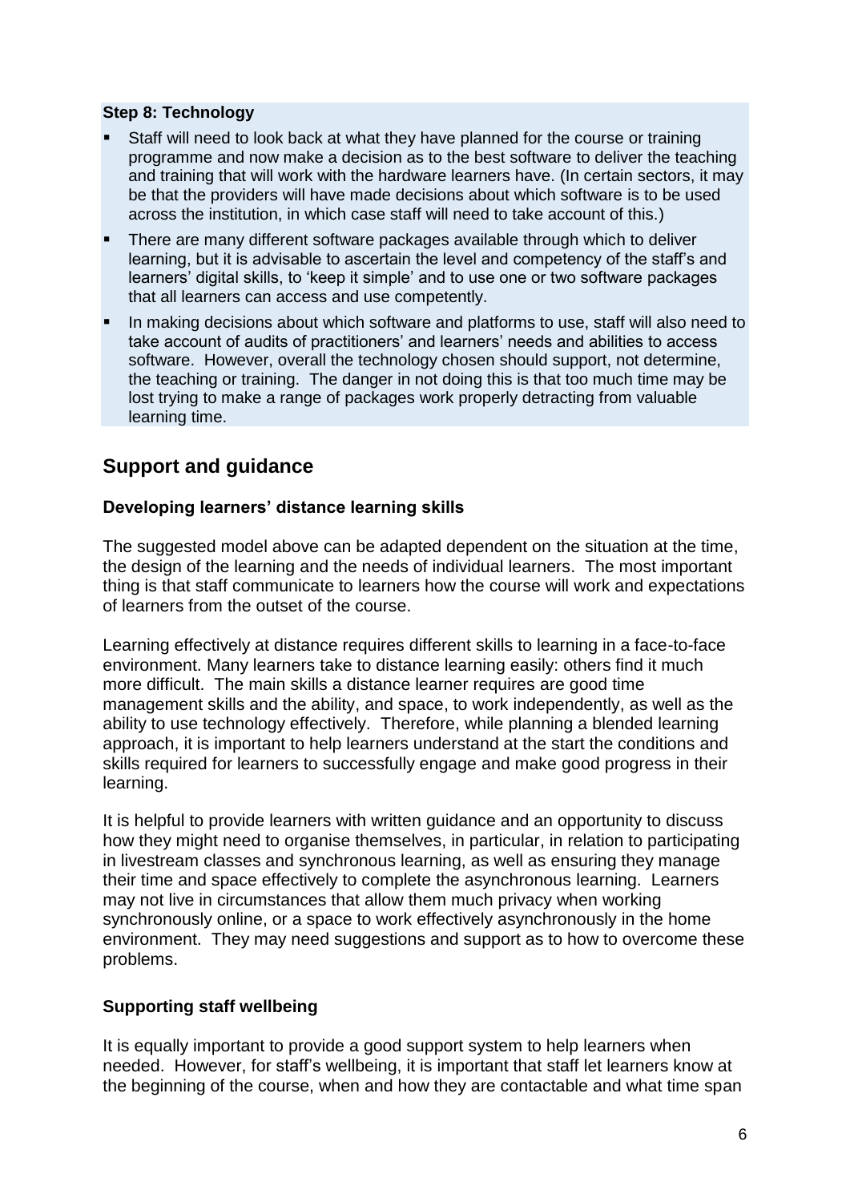**Step 8: Technology**

- Staff will need to look back at what they have planned for the course or training programme and now make a decision as to the best software to deliver the teaching and training that will work with the hardware learners have. (In certain sectors, it may be that the providers will have made decisions about which software is to be used across the institution, in which case staff will need to take account of this.)
- There are many different software packages available through which to deliver learning, but it is advisable to ascertain the level and competency of the staff's and learners' digital skills, to 'keep it simple' and to use one or two software packages that all learners can access and use competently.
- In making decisions about which software and platforms to use, staff will also need to take account of audits of practitioners' and learners' needs and abilities to access software. However, overall the technology chosen should support, not determine, the teaching or training. The danger in not doing this is that too much time may be lost trying to make a range of packages work properly detracting from valuable learning time.

## Support and guidance

### Developing learners' distance learning skills

The suggested model above can be adapted dependent on the situation at the time, the design of the learning and the needs of individual learners. The most important thing is that staff communicate to learners how the course will work and expectations of learners from the outset of the course.

Learning effectively at distance requires different skills to learning in a face-to-face environment. Many learners take to distance learning easily: others find it much more difficult. The main skills a distance learner requires are good time management skills and the ability, and space, to work independently, as well as the ability to use technology effectively. Therefore, while planning a blended learning approach, it is important to help learners understand at the start the conditions and skills required for learners to successfully engage and make good progress in their learning.

It is helpful to provide learners with written guidance and an opportunity to discuss how they might need to organise themselves, in particular, in relation to participating in livestream classes and synchronous learning, as well as ensuring they manage their time and space effectively to complete the asynchronous learning. Learners may not live in circumstances that allow them much privacy when working synchronously online, or a space to work effectively asynchronously in the home environment. They may need suggestions and support as to how to overcome these problems.

### Supporting staff wellbeing

It is equally important to provide a good support system to help learners when needed. However, for staff's wellbeing, it is important that staff let learners know at the beginning of the course, when and how they are contactable and what time span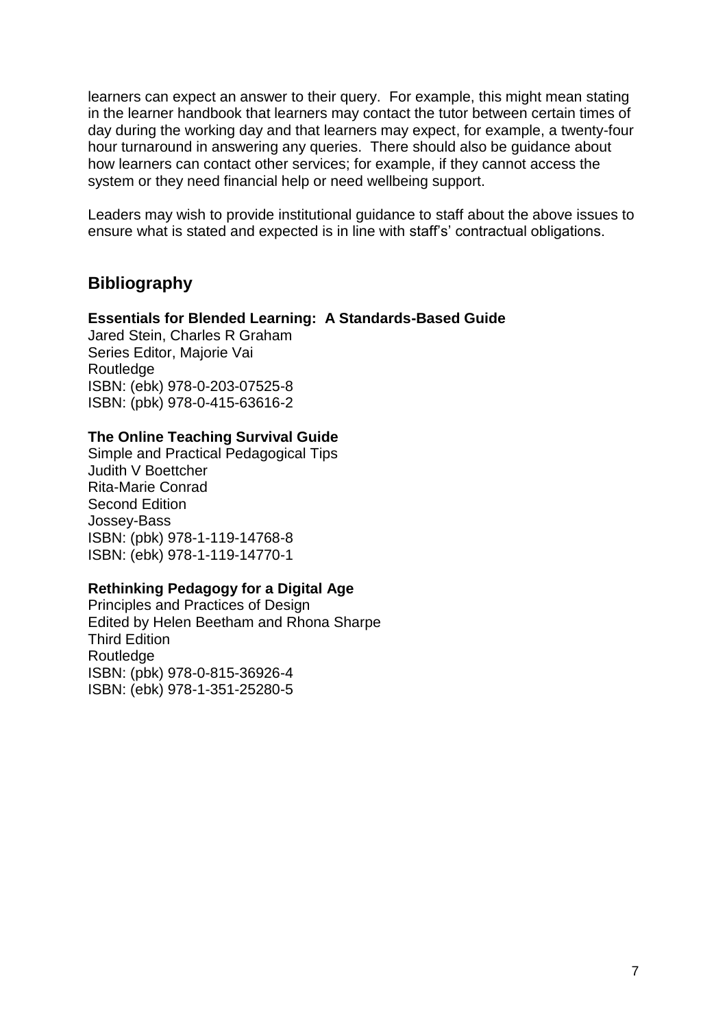learners can expect an answer to their query. For example, this might mean stating in the learner handbook that learners may contact the tutor between certain times of day during the working day and that learners may expect, for example, a twenty-four hour turnaround in answering any queries. There should also be guidance about how learners can contact other services; for example, if they cannot access the system or they need financial help or need wellbeing support.

Leaders may wish to provide institutional guidance to staff about the above issues to ensure what is stated and expected is in line with staff's' contractual obligations.

## Bibliography

**Essentials for Blended Learning: A Standards-Based Guide**
Jared Stein, Charles R Graham
Series Editor, Majorie Vai
Routledge
ISBN: (ebk) 978-0-203-07525-8
ISBN: (pbk) 978-0-415-63616-2

**The Online Teaching Survival Guide**
Simple and Practical Pedagogical Tips
Judith V Boettcher
Rita-Marie Conrad
Second Edition
Jossey-Bass
ISBN: (pbk) 978-1-119-14768-8
ISBN: (ebk) 978-1-119-14770-1

**Rethinking Pedagogy for a Digital Age**
Principles and Practices of Design
Edited by Helen Beetham and Rhona Sharpe
Third Edition
Routledge
ISBN: (pbk) 978-0-815-36926-4
ISBN: (ebk) 978-1-351-25280-5